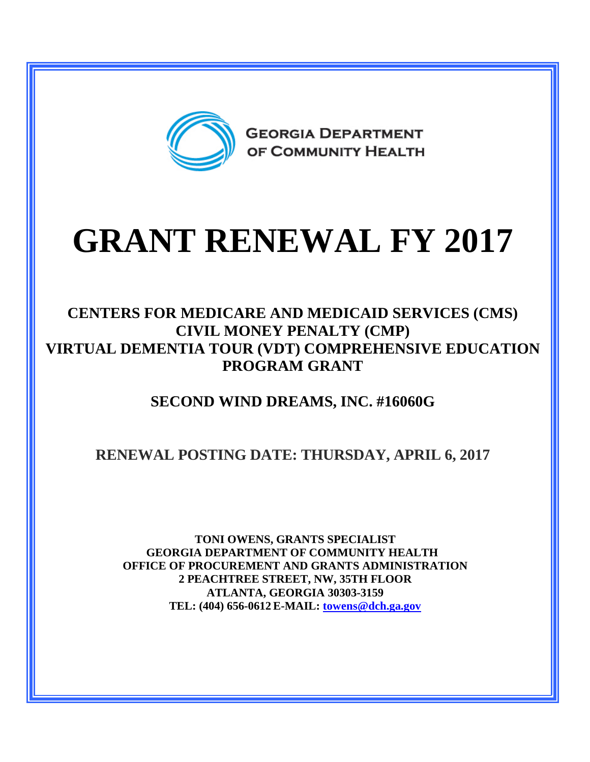GEORGIA DEPARTMENT OF COMMUNITY HEALTH

# GRANT RENEWAL FY 2017

## CENTERS FOR MEDICARE AND MEDICAID SERVICES (CMS) CIVIL MONEY PENALTY (CMP) VIRTUAL DEMENTIA TOUR (VDT) COMPREHENSIVE EDUCATION PROGRAM GRANT

## SECOND WIND DREAMS, INC. #16060G

## RENEWAL POSTING DATE: THURSDAY, APRIL 6, 2017

**TONI OWENS, GRANTS SPECIALIST**
**GEORGIA DEPARTMENT OF COMMUNITY HEALTH**
**OFFICE OF PROCUREMENT AND GRANTS ADMINISTRATION**
**2 PEACHTREE STREET, NW, 35TH FLOOR**
**ATLANTA, GEORGIA 30303-3159**
**TEL: (404) 656-0612 E-MAIL: towens@dch.ga.gov**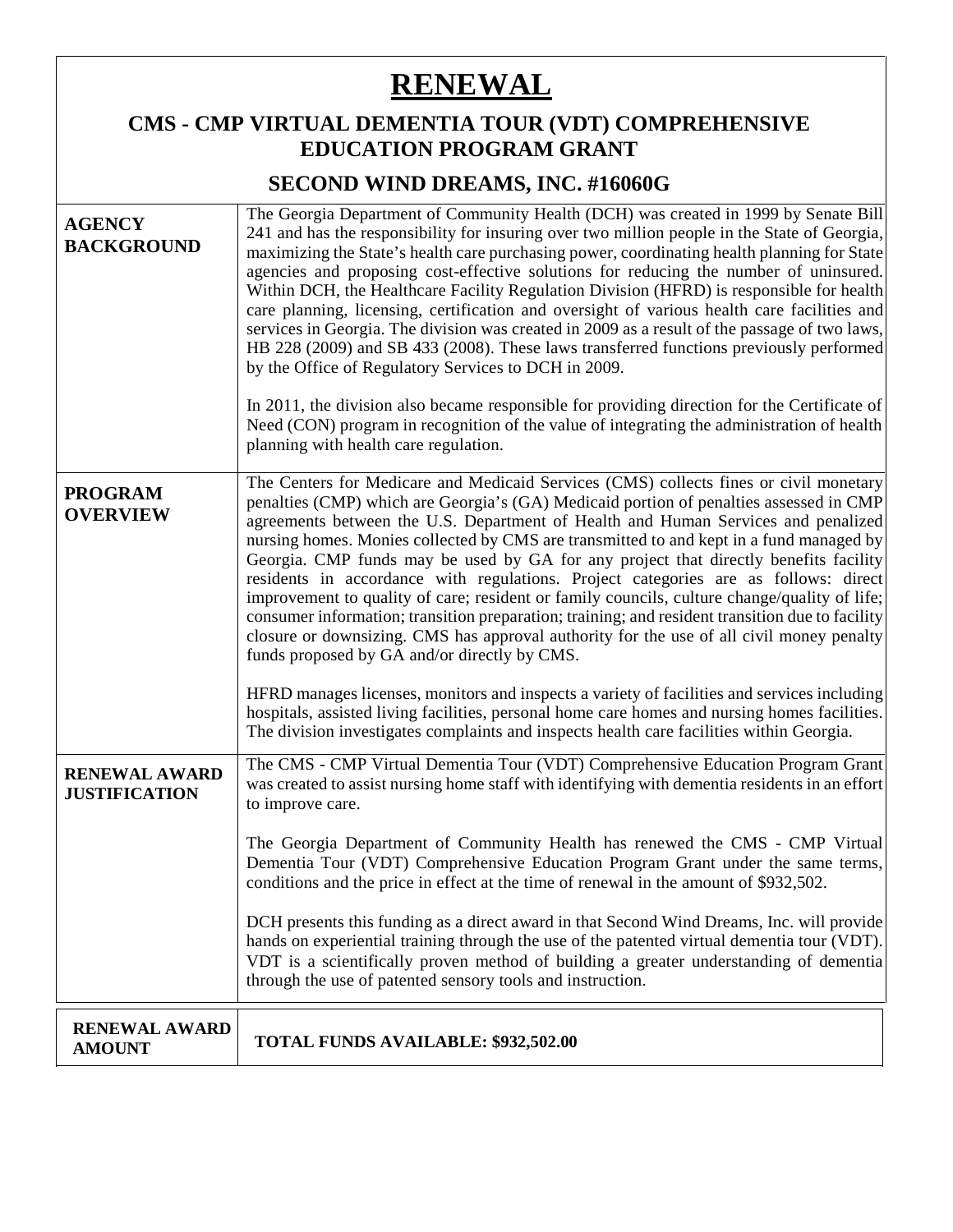# RENEWAL

## CMS - CMP VIRTUAL DEMENTIA TOUR (VDT) COMPREHENSIVE EDUCATION PROGRAM GRANT

## SECOND WIND DREAMS, INC. #16060G

| | |
|---|---|
| **AGENCY BACKGROUND** | The Georgia Department of Community Health (DCH) was created in 1999 by Senate Bill 241 and has the responsibility for insuring over two million people in the State of Georgia, maximizing the State's health care purchasing power, coordinating health planning for State agencies and proposing cost-effective solutions for reducing the number of uninsured. Within DCH, the Healthcare Facility Regulation Division (HFRD) is responsible for health care planning, licensing, certification and oversight of various health care facilities and services in Georgia. The division was created in 2009 as a result of the passage of two laws, HB 228 (2009) and SB 433 (2008). These laws transferred functions previously performed by the Office of Regulatory Services to DCH in 2009.<br><br>In 2011, the division also became responsible for providing direction for the Certificate of Need (CON) program in recognition of the value of integrating the administration of health planning with health care regulation. |
| **PROGRAM OVERVIEW** | The Centers for Medicare and Medicaid Services (CMS) collects fines or civil monetary penalties (CMP) which are Georgia's (GA) Medicaid portion of penalties assessed in CMP agreements between the U.S. Department of Health and Human Services and penalized nursing homes. Monies collected by CMS are transmitted to and kept in a fund managed by Georgia. CMP funds may be used by GA for any project that directly benefits facility residents in accordance with regulations. Project categories are as follows: direct improvement to quality of care; resident or family councils, culture change/quality of life; consumer information; transition preparation; training; and resident transition due to facility closure or downsizing. CMS has approval authority for the use of all civil money penalty funds proposed by GA and/or directly by CMS.<br><br>HFRD manages licenses, monitors and inspects a variety of facilities and services including hospitals, assisted living facilities, personal home care homes and nursing homes facilities. The division investigates complaints and inspects health care facilities within Georgia. |
| **RENEWAL AWARD JUSTIFICATION** | The CMS - CMP Virtual Dementia Tour (VDT) Comprehensive Education Program Grant was created to assist nursing home staff with identifying with dementia residents in an effort to improve care.<br><br>The Georgia Department of Community Health has renewed the CMS - CMP Virtual Dementia Tour (VDT) Comprehensive Education Program Grant under the same terms, conditions and the price in effect at the time of renewal in the amount of $932,502.<br><br>DCH presents this funding as a direct award in that Second Wind Dreams, Inc. will provide hands on experiential training through the use of the patented virtual dementia tour (VDT). VDT is a scientifically proven method of building a greater understanding of dementia through the use of patented sensory tools and instruction. |
| **RENEWAL AWARD AMOUNT** | **TOTAL FUNDS AVAILABLE: $932,502.00** |